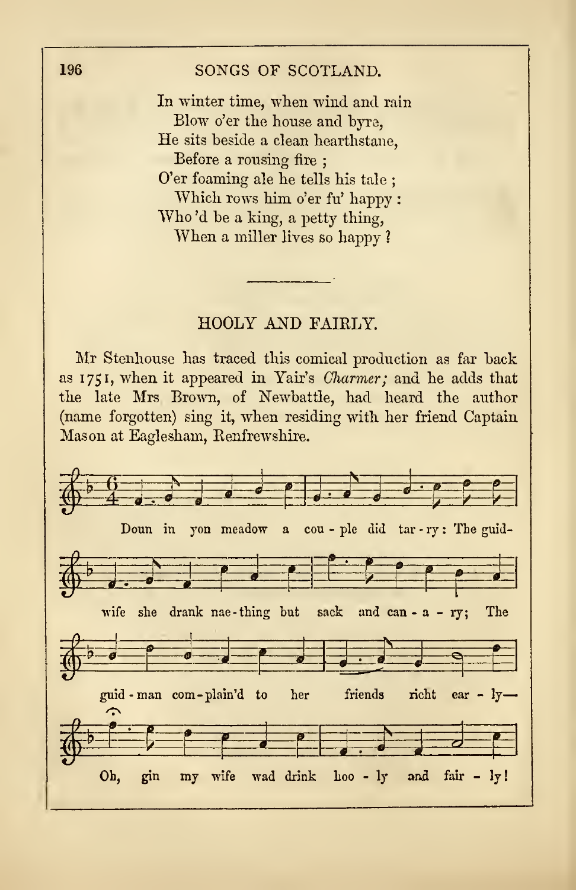In winter time, when wind and rain
  Blow o'er the house and byre,
He sits beside a clean hearthstane,
  Before a rousing fire ;
O'er foaming ale he tells his tale ;
  Which rows him o'er fu' happy :
Who 'd be a king, a petty thing,
  When a miller lives so happy ?

---

## HOOLY AND FAIRLY.

Mr Stenhouse has traced this comical production as far back as 1751, when it appeared in Yair's *Charmer;* and he adds that the late Mrs Brown, of Newbattle, had heard the author (name forgotten) sing it, when residing with her friend Captain Mason at Eaglesham, Renfrewshire.

Doun in yon meadow a cou - ple did tar - ry: The guid-

wife she drank nae - thing but sack and can - a - ry; The

guid - man com - plain'd to her friends richt ear - ly—

Oh, gin my wife wad drink hoo - ly and fair - ly!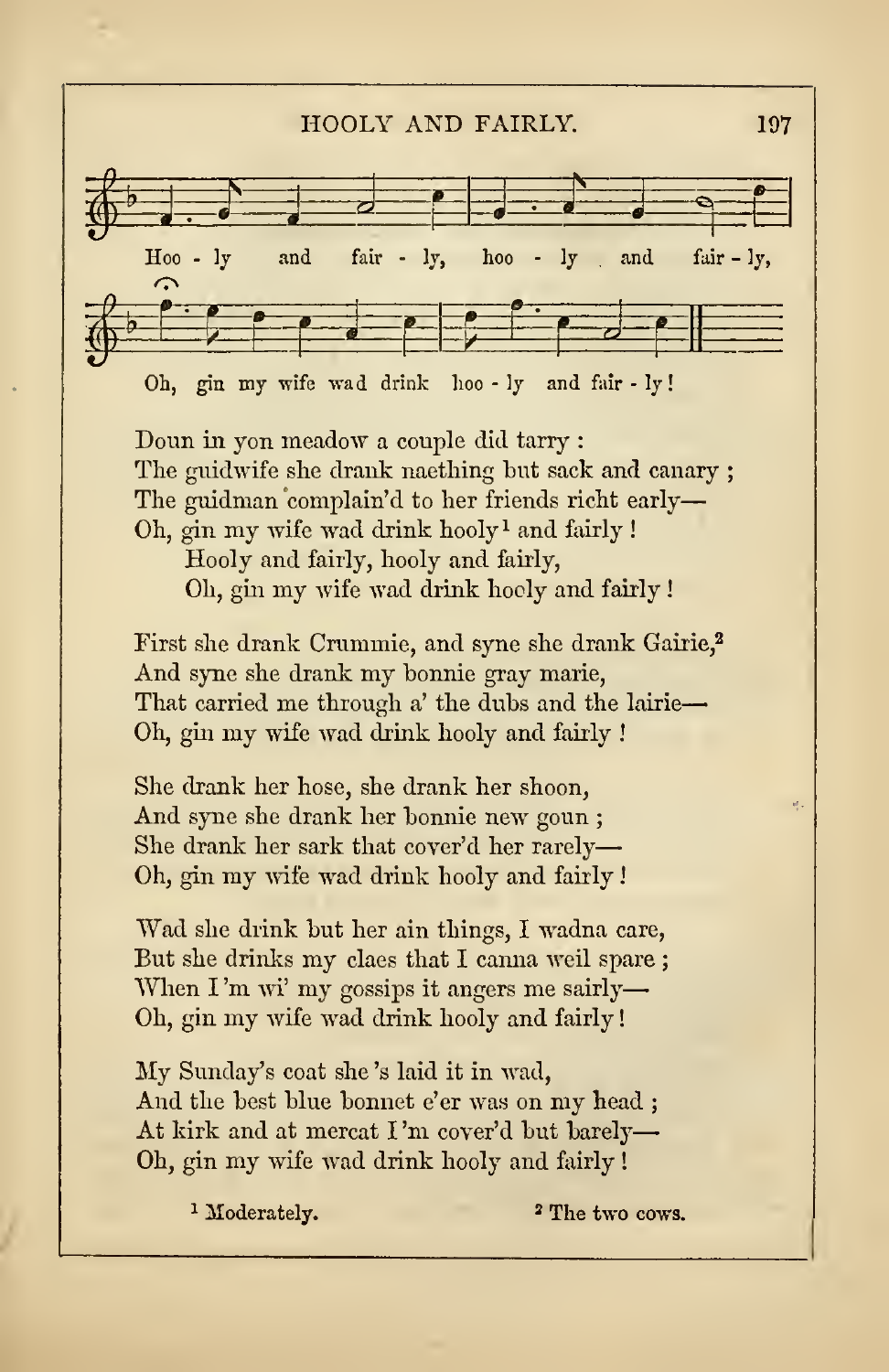Hoo - ly and fair - ly, hoo - ly and fair - ly,

Oh, gin my wife wad drink hoo - ly and fair - ly!

Doun in yon meadow a couple did tarry:
The guidwife she drank naething but sack and canary;
The guidman complain'd to her friends richt early—
Oh, gin my wife wad drink hooly[1] and fairly!
Hooly and fairly, hooly and fairly,
Oh, gin my wife wad drink hooly and fairly!

First she drank Crummie, and syne she drank Gairie,[2]
And syne she drank my bonnie gray marie,
That carried me through a' the dubs and the lairie—
Oh, gin my wife wad drink hooly and fairly!

She drank her hose, she drank her shoon,
And syne she drank her bonnie new goun;
She drank her sark that cover'd her rarely—
Oh, gin my wife wad drink hooly and fairly!

Wad she drink but her ain things, I wadna care,
But she drinks my claes that I canna weil spare;
When I'm wi' my gossips it angers me sairly—
Oh, gin my wife wad drink hooly and fairly!

My Sunday's coat she 's laid it in wad,
And the best blue bonnet e'er was on my head;
At kirk and at mercat I'm cover'd but barely—
Oh, gin my wife wad drink hooly and fairly!

[1] Moderately.

[2] The two cows.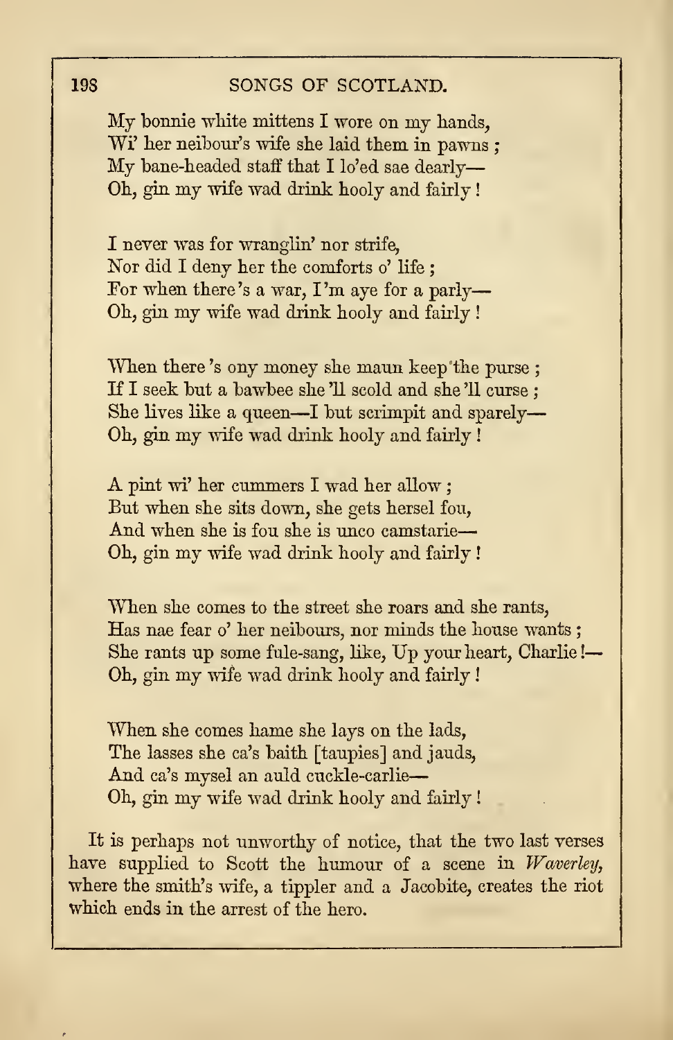My bonnie white mittens I wore on my hands,
Wi' her neibour's wife she laid them in pawns;
My bane-headed staff that I lo'ed sae dearly—
Oh, gin my wife wad drink hooly and fairly!

I never was for wranglin' nor strife,
Nor did I deny her the comforts o' life;
For when there's a war, I'm aye for a parly—
Oh, gin my wife wad drink hooly and fairly!

When there's ony money she maun keep the purse;
If I seek but a bawbee she'll scold and she'll curse;
She lives like a queen—I but scrimpit and sparely—
Oh, gin my wife wad drink hooly and fairly!

A pint wi' her cummers I wad her allow;
But when she sits down, she gets hersel fou,
And when she is fou she is unco camstarie—
Oh, gin my wife wad drink hooly and fairly!

When she comes to the street she roars and she rants,
Has nae fear o' her neibours, nor minds the house wants;
She rants up some fule-sang, like, Up your heart, Charlie!—
Oh, gin my wife wad drink hooly and fairly!

When she comes hame she lays on the lads,
The lasses she ca's baith [taupies] and jauds,
And ca's mysel an auld cuckle-carlie—
Oh, gin my wife wad drink hooly and fairly!

It is perhaps not unworthy of notice, that the two last verses have supplied to Scott the humour of a scene in *Waverley*, where the smith's wife, a tippler and a Jacobite, creates the riot which ends in the arrest of the hero.